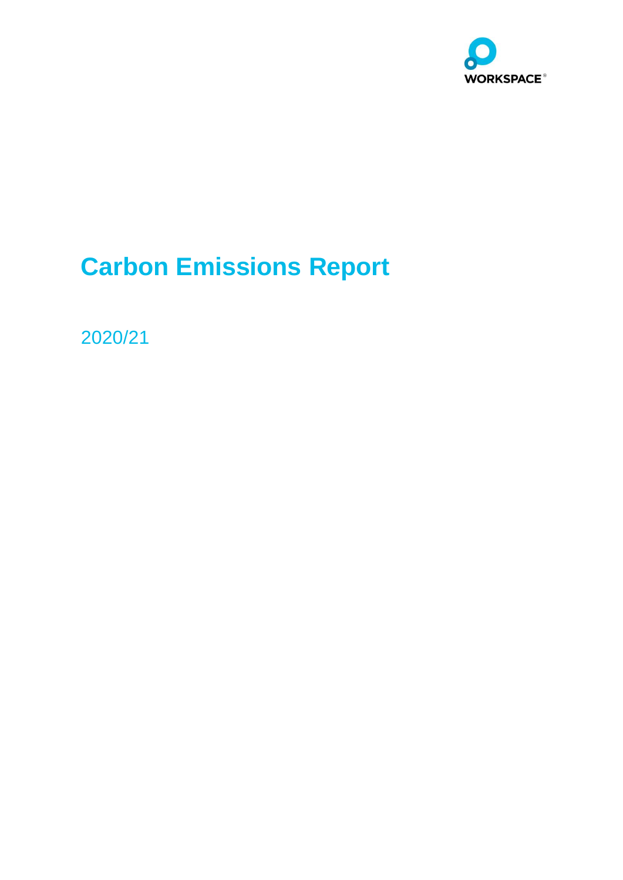WORKSPACE®

# Carbon Emissions Report

2020/21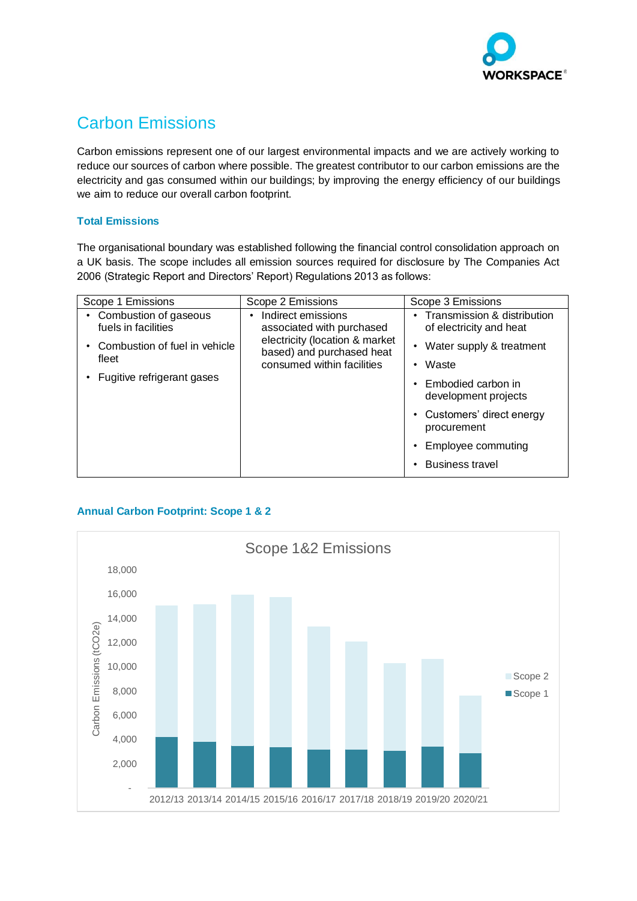# Carbon Emissions

Carbon emissions represent one of our largest environmental impacts and we are actively working to reduce our sources of carbon where possible. The greatest contributor to our carbon emissions are the electricity and gas consumed within our buildings; by improving the energy efficiency of our buildings we aim to reduce our overall carbon footprint.

### Total Emissions

The organisational boundary was established following the financial control consolidation approach on a UK basis. The scope includes all emission sources required for disclosure by The Companies Act 2006 (Strategic Report and Directors' Report) Regulations 2013 as follows:

| Scope 1 Emissions | Scope 2 Emissions | Scope 3 Emissions |
|---|---|---|
| • Combustion of gaseous fuels in facilities<br>• Combustion of fuel in vehicle fleet<br>• Fugitive refrigerant gases | • Indirect emissions associated with purchased electricity (location & market based) and purchased heat consumed within facilities | • Transmission & distribution of electricity and heat<br>• Water supply & treatment<br>• Waste<br>• Embodied carbon in development projects<br>• Customers' direct energy procurement<br>• Employee commuting<br>• Business travel |

### Annual Carbon Footprint: Scope 1 & 2

Scope 1&2 Emissions

Carbon Emissions (tCO2e)

Years: 2012/13, 2013/14, 2014/15, 2015/16, 2016/17, 2017/18, 2018/19, 2019/20, 2020/21

Legend: Scope 2, Scope 1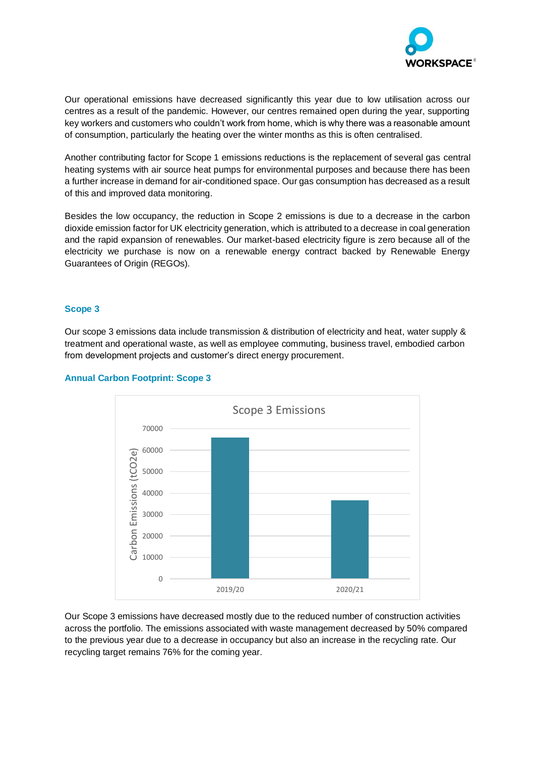Our operational emissions have decreased significantly this year due to low utilisation across our centres as a result of the pandemic. However, our centres remained open during the year, supporting key workers and customers who couldn't work from home, which is why there was a reasonable amount of consumption, particularly the heating over the winter months as this is often centralised.

Another contributing factor for Scope 1 emissions reductions is the replacement of several gas central heating systems with air source heat pumps for environmental purposes and because there has been a further increase in demand for air-conditioned space. Our gas consumption has decreased as a result of this and improved data monitoring.

Besides the low occupancy, the reduction in Scope 2 emissions is due to a decrease in the carbon dioxide emission factor for UK electricity generation, which is attributed to a decrease in coal generation and the rapid expansion of renewables. Our market-based electricity figure is zero because all of the electricity we purchase is now on a renewable energy contract backed by Renewable Energy Guarantees of Origin (REGOs).

## Scope 3

Our scope 3 emissions data include transmission & distribution of electricity and heat, water supply & treatment and operational waste, as well as employee commuting, business travel, embodied carbon from development projects and customer's direct energy procurement.

### Annual Carbon Footprint: Scope 3

Scope 3 Emissions

Carbon Emissions ($tCO_2e$)

| Year | Carbon Emissions ($tCO_2e$) |
|---|---|
| 2019/20 | ~66000 |
| 2020/21 | ~37000 |

Our Scope 3 emissions have decreased mostly due to the reduced number of construction activities across the portfolio. The emissions associated with waste management decreased by 50% compared to the previous year due to a decrease in occupancy but also an increase in the recycling rate. Our recycling target remains 76% for the coming year.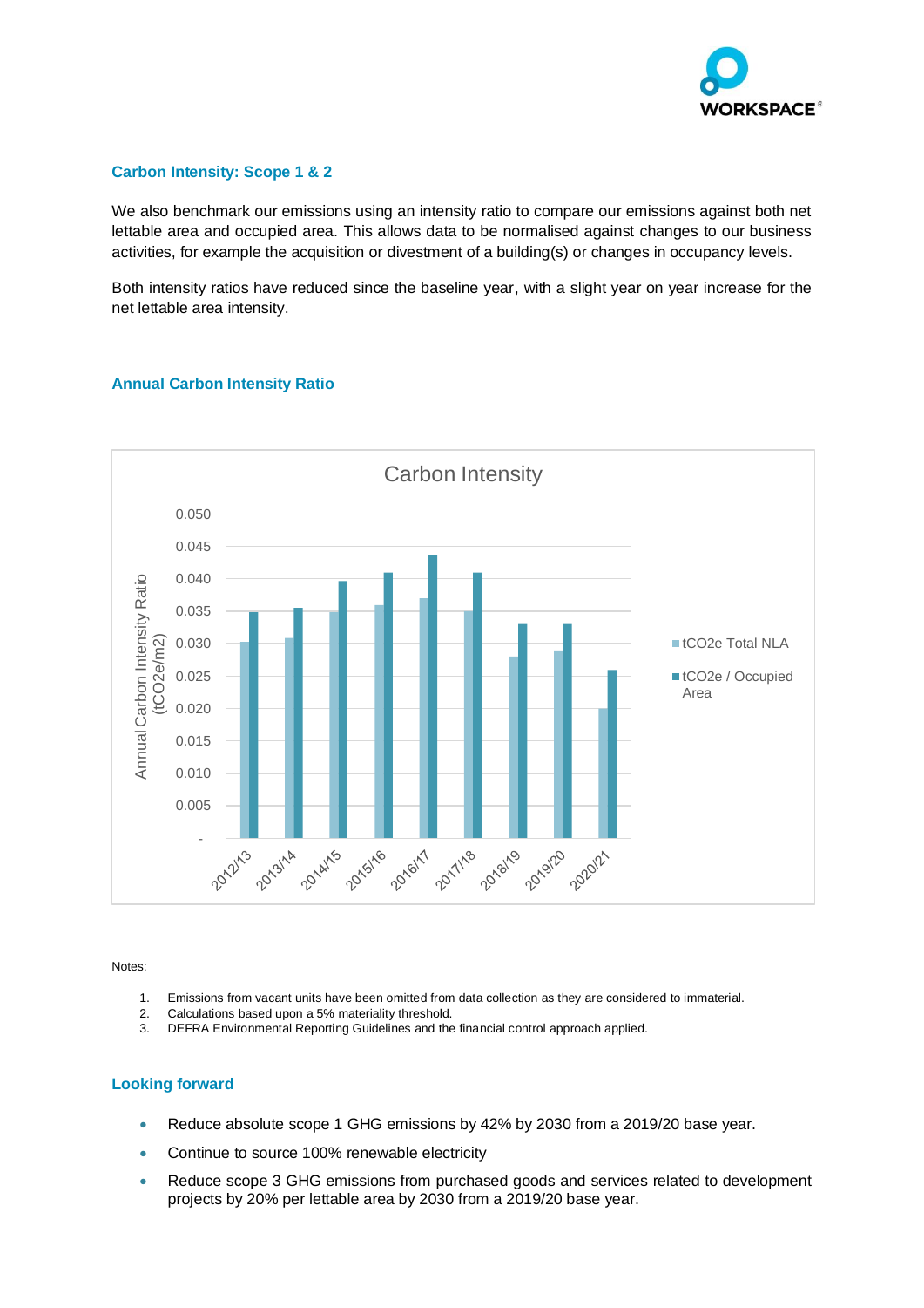### Carbon Intensity: Scope 1 & 2

We also benchmark our emissions using an intensity ratio to compare our emissions against both net lettable area and occupied area. This allows data to be normalised against changes to our business activities, for example the acquisition or divestment of a building(s) or changes in occupancy levels.

Both intensity ratios have reduced since the baseline year, with a slight year on year increase for the net lettable area intensity.

### Annual Carbon Intensity Ratio

Notes:

1. Emissions from vacant units have been omitted from data collection as they are considered to immaterial.
2. Calculations based upon a 5% materiality threshold.
3. DEFRA Environmental Reporting Guidelines and the financial control approach applied.

### Looking forward

- Reduce absolute scope 1 GHG emissions by 42% by 2030 from a 2019/20 base year.
- Continue to source 100% renewable electricity
- Reduce scope 3 GHG emissions from purchased goods and services related to development projects by 20% per lettable area by 2030 from a 2019/20 base year.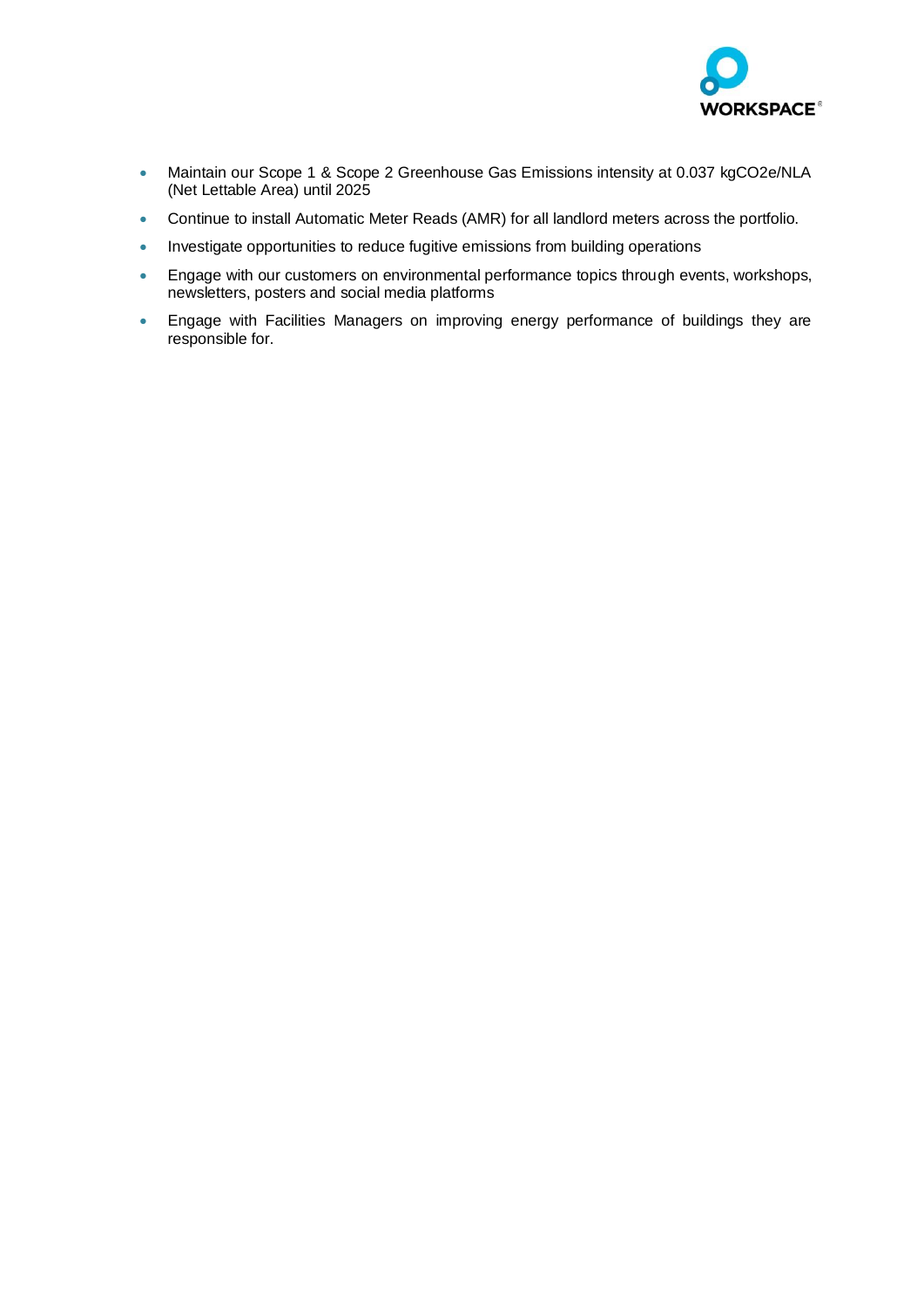- Maintain our Scope 1 & Scope 2 Greenhouse Gas Emissions intensity at 0.037 kgCO2e/NLA (Net Lettable Area) until 2025
- Continue to install Automatic Meter Reads (AMR) for all landlord meters across the portfolio.
- Investigate opportunities to reduce fugitive emissions from building operations
- Engage with our customers on environmental performance topics through events, workshops, newsletters, posters and social media platforms
- Engage with Facilities Managers on improving energy performance of buildings they are responsible for.